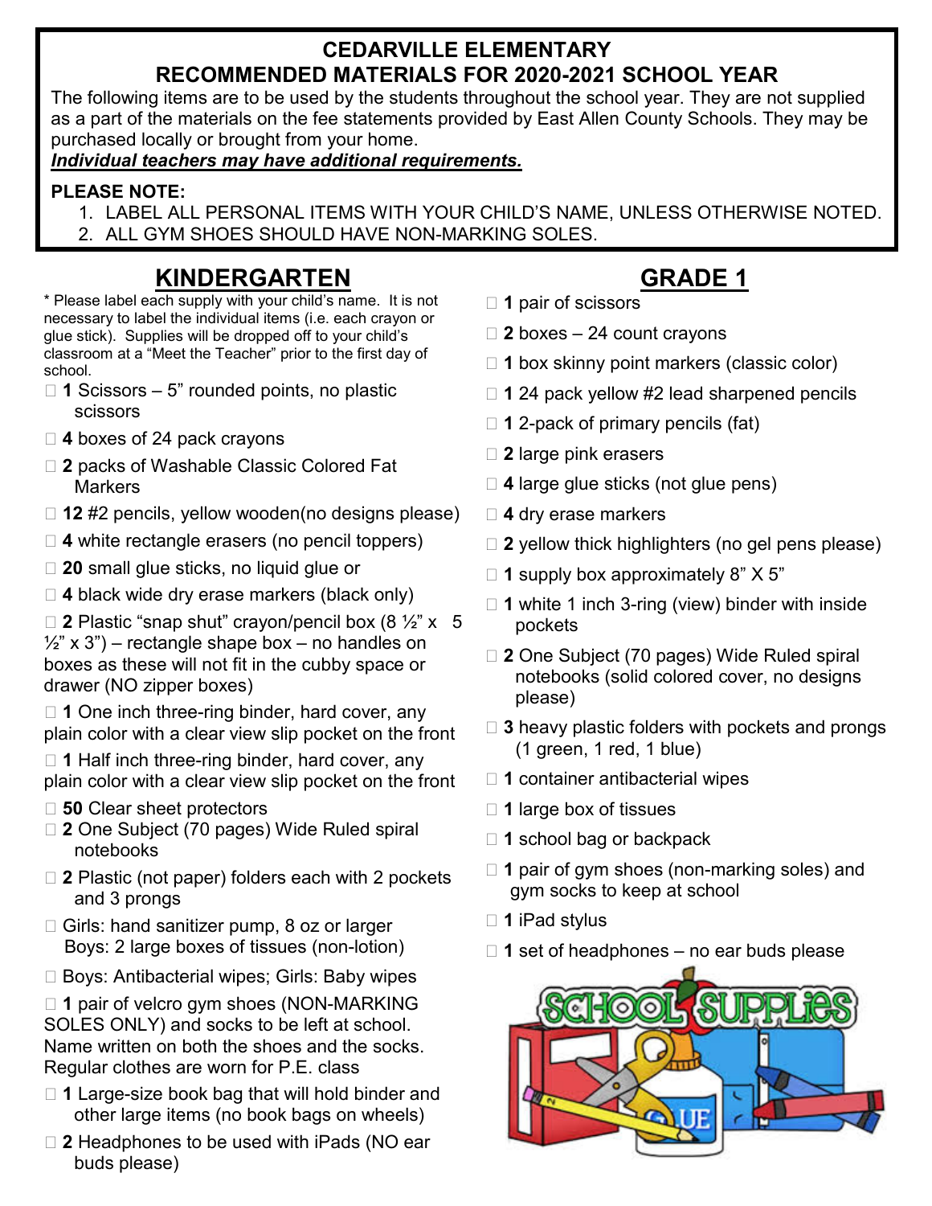# CEDARVILLE ELEMENTARY
# RECOMMENDED MATERIALS FOR 2020-2021 SCHOOL YEAR

The following items are to be used by the students throughout the school year. They are not supplied as a part of the materials on the fee statements provided by East Allen County Schools. They may be purchased locally or brought from your home.

***Individual teachers may have additional requirements.***

**PLEASE NOTE:**

1. LABEL ALL PERSONAL ITEMS WITH YOUR CHILD'S NAME, UNLESS OTHERWISE NOTED.
2. ALL GYM SHOES SHOULD HAVE NON-MARKING SOLES.

## KINDERGARTEN

* Please label each supply with your child's name. It is not necessary to label the individual items (i.e. each crayon or glue stick). Supplies will be dropped off to your child's classroom at a "Meet the Teacher" prior to the first day of school.

- ☐ **1** Scissors – 5" rounded points, no plastic scissors
- ☐ **4** boxes of 24 pack crayons
- ☐ **2** packs of Washable Classic Colored Fat Markers
- ☐ **12** #2 pencils, yellow wooden(no designs please)
- ☐ **4** white rectangle erasers (no pencil toppers)
- ☐ **20** small glue sticks, no liquid glue or
- ☐ **4** black wide dry erase markers (black only)
- ☐ **2** Plastic "snap shut" crayon/pencil box (8 ½" x 5 ½" x 3") – rectangle shape box – no handles on boxes as these will not fit in the cubby space or drawer (NO zipper boxes)
- ☐ **1** One inch three-ring binder, hard cover, any plain color with a clear view slip pocket on the front
- ☐ **1** Half inch three-ring binder, hard cover, any plain color with a clear view slip pocket on the front
- ☐ **50** Clear sheet protectors
- ☐ **2** One Subject (70 pages) Wide Ruled spiral notebooks
- ☐ **2** Plastic (not paper) folders each with 2 pockets and 3 prongs
- ☐ Girls: hand sanitizer pump, 8 oz or larger
  Boys: 2 large boxes of tissues (non-lotion)
- ☐ Boys: Antibacterial wipes; Girls: Baby wipes
- ☐ **1** pair of velcro gym shoes (NON-MARKING SOLES ONLY) and socks to be left at school. Name written on both the shoes and the socks. Regular clothes are worn for P.E. class
- ☐ **1** Large-size book bag that will hold binder and other large items (no book bags on wheels)
- ☐ **2** Headphones to be used with iPads (NO ear buds please)

## GRADE 1

- ☐ **1** pair of scissors
- ☐ **2** boxes – 24 count crayons
- ☐ **1** box skinny point markers (classic color)
- ☐ **1** 24 pack yellow #2 lead sharpened pencils
- ☐ **1** 2-pack of primary pencils (fat)
- ☐ **2** large pink erasers
- ☐ **4** large glue sticks (not glue pens)
- ☐ **4** dry erase markers
- ☐ **2** yellow thick highlighters (no gel pens please)
- ☐ **1** supply box approximately 8" X 5"
- ☐ **1** white 1 inch 3-ring (view) binder with inside pockets
- ☐ **2** One Subject (70 pages) Wide Ruled spiral notebooks (solid colored cover, no designs please)
- ☐ **3** heavy plastic folders with pockets and prongs (1 green, 1 red, 1 blue)
- ☐ **1** container antibacterial wipes
- ☐ **1** large box of tissues
- ☐ **1** school bag or backpack
- ☐ **1** pair of gym shoes (non-marking soles) and gym socks to keep at school
- ☐ **1** iPad stylus
- ☐ **1** set of headphones – no ear buds please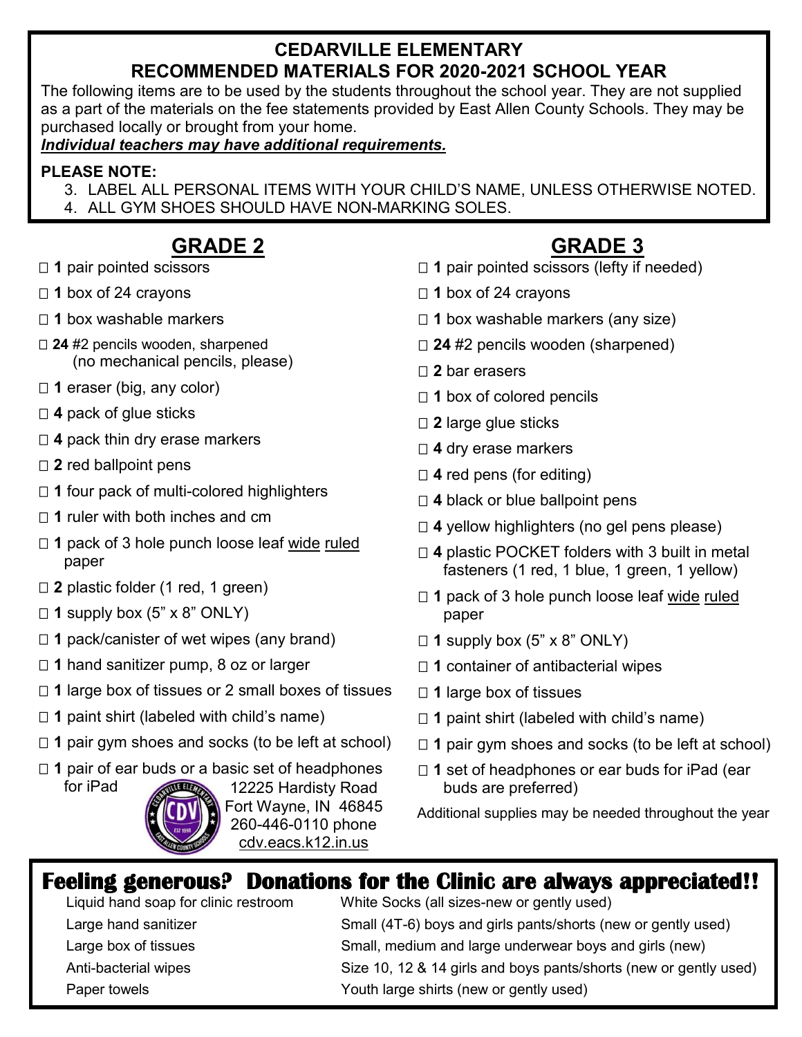# CEDARVILLE ELEMENTARY
# RECOMMENDED MATERIALS FOR 2020-2021 SCHOOL YEAR

The following items are to be used by the students throughout the school year. They are not supplied as a part of the materials on the fee statements provided by East Allen County Schools. They may be purchased locally or brought from your home.

***Individual teachers may have additional requirements.***

**PLEASE NOTE:**

3. LABEL ALL PERSONAL ITEMS WITH YOUR CHILD'S NAME, UNLESS OTHERWISE NOTED.
4. ALL GYM SHOES SHOULD HAVE NON-MARKING SOLES.

## GRADE 2

- ☐ **1** pair pointed scissors
- ☐ **1** box of 24 crayons
- ☐ **1** box washable markers
- ☐ **24** #2 pencils wooden, sharpened (no mechanical pencils, please)
- ☐ **1** eraser (big, any color)
- ☐ **4** pack of glue sticks
- ☐ **4** pack thin dry erase markers
- ☐ **2** red ballpoint pens
- ☐ **1** four pack of multi-colored highlighters
- ☐ **1** ruler with both inches and cm
- ☐ **1** pack of 3 hole punch loose leaf wide ruled paper
- ☐ **2** plastic folder (1 red, 1 green)
- ☐ **1** supply box (5" x 8" ONLY)
- ☐ **1** pack/canister of wet wipes (any brand)
- ☐ **1** hand sanitizer pump, 8 oz or larger
- ☐ **1** large box of tissues or 2 small boxes of tissues
- ☐ **1** paint shirt (labeled with child's name)
- ☐ **1** pair gym shoes and socks (to be left at school)
- ☐ **1** pair of ear buds or a basic set of headphones for iPad

12225 Hardisty Road
Fort Wayne, IN 46845
260-446-0110 phone
cdv.eacs.k12.in.us

## GRADE 3

- ☐ **1** pair pointed scissors (lefty if needed)
- ☐ **1** box of 24 crayons
- ☐ **1** box washable markers (any size)
- ☐ **24** #2 pencils wooden (sharpened)
- ☐ **2** bar erasers
- ☐ **1** box of colored pencils
- ☐ **2** large glue sticks
- ☐ **4** dry erase markers
- ☐ **4** red pens (for editing)
- ☐ **4** black or blue ballpoint pens
- ☐ **4** yellow highlighters (no gel pens please)
- ☐ **4** plastic POCKET folders with 3 built in metal fasteners (1 red, 1 blue, 1 green, 1 yellow)
- ☐ **1** pack of 3 hole punch loose leaf wide ruled paper
- ☐ **1** supply box (5" x 8" ONLY)
- ☐ **1** container of antibacterial wipes
- ☐ **1** large box of tissues
- ☐ **1** paint shirt (labeled with child's name)
- ☐ **1** pair gym shoes and socks (to be left at school)
- ☐ **1** set of headphones or ear buds for iPad (ear buds are preferred)

Additional supplies may be needed throughout the year

## Feeling generous? Donations for the Clinic are always appreciated!!

- Liquid hand soap for clinic restroom
- Large hand sanitizer
- Large box of tissues
- Anti-bacterial wipes
- Paper towels
- White Socks (all sizes-new or gently used)
- Small (4T-6) boys and girls pants/shorts (new or gently used)
- Small, medium and large underwear boys and girls (new)
- Size 10, 12 & 14 girls and boys pants/shorts (new or gently used)
- Youth large shirts (new or gently used)